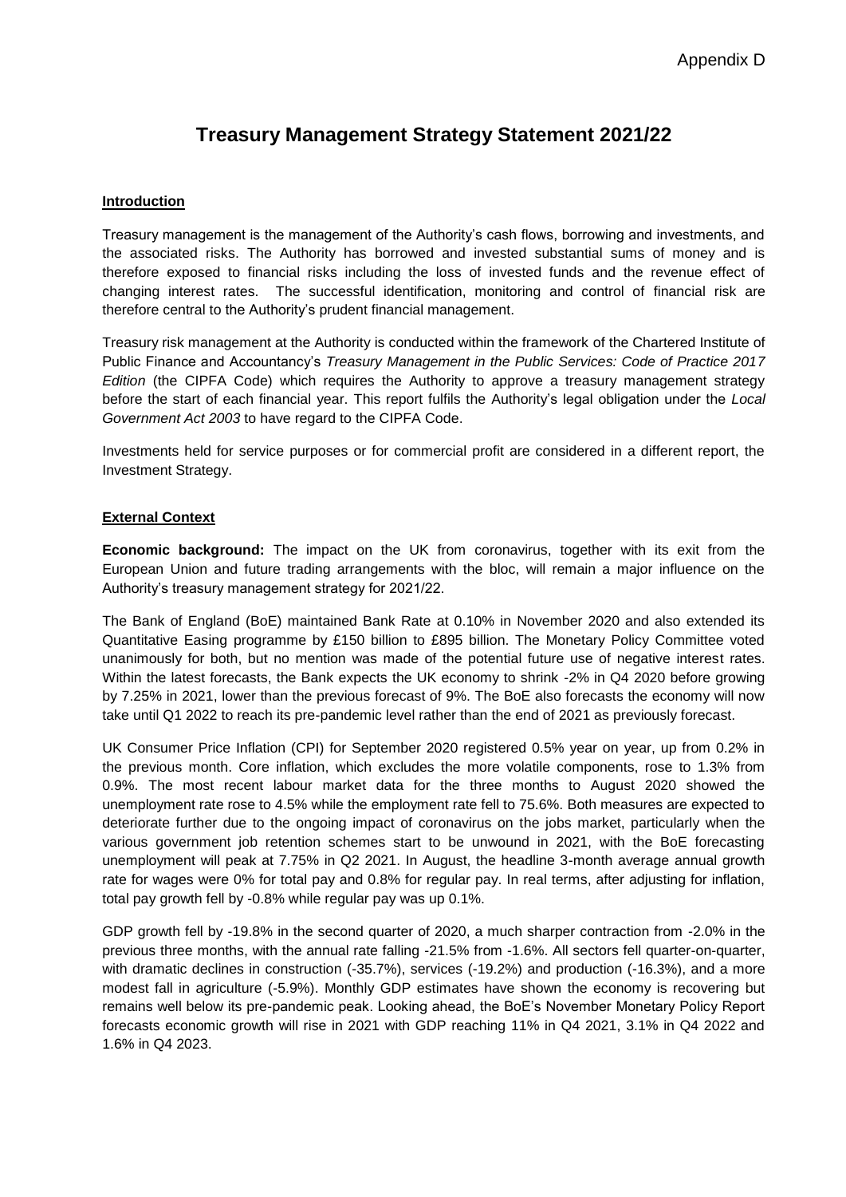Appendix D

# Treasury Management Strategy Statement 2021/22

## Introduction

Treasury management is the management of the Authority's cash flows, borrowing and investments, and the associated risks. The Authority has borrowed and invested substantial sums of money and is therefore exposed to financial risks including the loss of invested funds and the revenue effect of changing interest rates. The successful identification, monitoring and control of financial risk are therefore central to the Authority's prudent financial management.

Treasury risk management at the Authority is conducted within the framework of the Chartered Institute of Public Finance and Accountancy's *Treasury Management in the Public Services: Code of Practice 2017 Edition* (the CIPFA Code) which requires the Authority to approve a treasury management strategy before the start of each financial year. This report fulfils the Authority's legal obligation under the *Local Government Act 2003* to have regard to the CIPFA Code.

Investments held for service purposes or for commercial profit are considered in a different report, the Investment Strategy.

## External Context

**Economic background:** The impact on the UK from coronavirus, together with its exit from the European Union and future trading arrangements with the bloc, will remain a major influence on the Authority's treasury management strategy for 2021/22.

The Bank of England (BoE) maintained Bank Rate at 0.10% in November 2020 and also extended its Quantitative Easing programme by £150 billion to £895 billion. The Monetary Policy Committee voted unanimously for both, but no mention was made of the potential future use of negative interest rates. Within the latest forecasts, the Bank expects the UK economy to shrink -2% in Q4 2020 before growing by 7.25% in 2021, lower than the previous forecast of 9%. The BoE also forecasts the economy will now take until Q1 2022 to reach its pre-pandemic level rather than the end of 2021 as previously forecast.

UK Consumer Price Inflation (CPI) for September 2020 registered 0.5% year on year, up from 0.2% in the previous month. Core inflation, which excludes the more volatile components, rose to 1.3% from 0.9%. The most recent labour market data for the three months to August 2020 showed the unemployment rate rose to 4.5% while the employment rate fell to 75.6%. Both measures are expected to deteriorate further due to the ongoing impact of coronavirus on the jobs market, particularly when the various government job retention schemes start to be unwound in 2021, with the BoE forecasting unemployment will peak at 7.75% in Q2 2021. In August, the headline 3-month average annual growth rate for wages were 0% for total pay and 0.8% for regular pay. In real terms, after adjusting for inflation, total pay growth fell by -0.8% while regular pay was up 0.1%.

GDP growth fell by -19.8% in the second quarter of 2020, a much sharper contraction from -2.0% in the previous three months, with the annual rate falling -21.5% from -1.6%. All sectors fell quarter-on-quarter, with dramatic declines in construction (-35.7%), services (-19.2%) and production (-16.3%), and a more modest fall in agriculture (-5.9%). Monthly GDP estimates have shown the economy is recovering but remains well below its pre-pandemic peak. Looking ahead, the BoE's November Monetary Policy Report forecasts economic growth will rise in 2021 with GDP reaching 11% in Q4 2021, 3.1% in Q4 2022 and 1.6% in Q4 2023.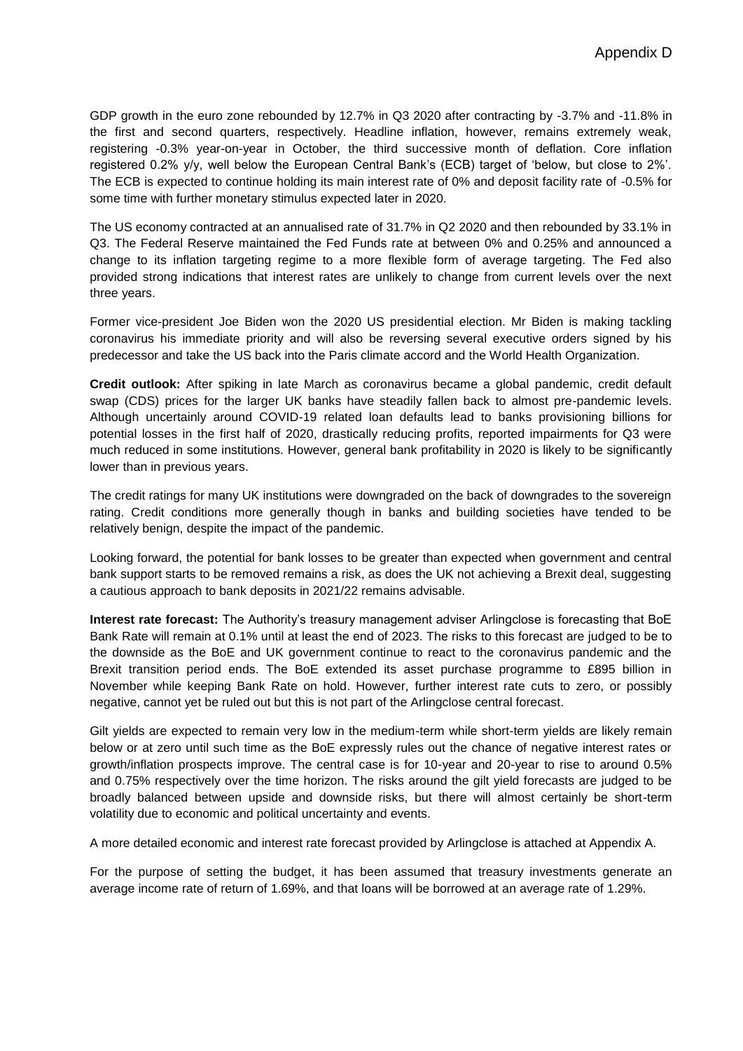GDP growth in the euro zone rebounded by 12.7% in Q3 2020 after contracting by -3.7% and -11.8% in the first and second quarters, respectively. Headline inflation, however, remains extremely weak, registering -0.3% year-on-year in October, the third successive month of deflation. Core inflation registered 0.2% y/y, well below the European Central Bank's (ECB) target of 'below, but close to 2%'. The ECB is expected to continue holding its main interest rate of 0% and deposit facility rate of -0.5% for some time with further monetary stimulus expected later in 2020.

The US economy contracted at an annualised rate of 31.7% in Q2 2020 and then rebounded by 33.1% in Q3. The Federal Reserve maintained the Fed Funds rate at between 0% and 0.25% and announced a change to its inflation targeting regime to a more flexible form of average targeting. The Fed also provided strong indications that interest rates are unlikely to change from current levels over the next three years.

Former vice-president Joe Biden won the 2020 US presidential election. Mr Biden is making tackling coronavirus his immediate priority and will also be reversing several executive orders signed by his predecessor and take the US back into the Paris climate accord and the World Health Organization.

**Credit outlook:** After spiking in late March as coronavirus became a global pandemic, credit default swap (CDS) prices for the larger UK banks have steadily fallen back to almost pre-pandemic levels. Although uncertainly around COVID-19 related loan defaults lead to banks provisioning billions for potential losses in the first half of 2020, drastically reducing profits, reported impairments for Q3 were much reduced in some institutions. However, general bank profitability in 2020 is likely to be significantly lower than in previous years.

The credit ratings for many UK institutions were downgraded on the back of downgrades to the sovereign rating. Credit conditions more generally though in banks and building societies have tended to be relatively benign, despite the impact of the pandemic.

Looking forward, the potential for bank losses to be greater than expected when government and central bank support starts to be removed remains a risk, as does the UK not achieving a Brexit deal, suggesting a cautious approach to bank deposits in 2021/22 remains advisable.

**Interest rate forecast:** The Authority's treasury management adviser Arlingclose is forecasting that BoE Bank Rate will remain at 0.1% until at least the end of 2023. The risks to this forecast are judged to be to the downside as the BoE and UK government continue to react to the coronavirus pandemic and the Brexit transition period ends. The BoE extended its asset purchase programme to £895 billion in November while keeping Bank Rate on hold. However, further interest rate cuts to zero, or possibly negative, cannot yet be ruled out but this is not part of the Arlingclose central forecast.

Gilt yields are expected to remain very low in the medium-term while short-term yields are likely remain below or at zero until such time as the BoE expressly rules out the chance of negative interest rates or growth/inflation prospects improve. The central case is for 10-year and 20-year to rise to around 0.5% and 0.75% respectively over the time horizon. The risks around the gilt yield forecasts are judged to be broadly balanced between upside and downside risks, but there will almost certainly be short-term volatility due to economic and political uncertainty and events.

A more detailed economic and interest rate forecast provided by Arlingclose is attached at Appendix A.

For the purpose of setting the budget, it has been assumed that treasury investments generate an average income rate of return of 1.69%, and that loans will be borrowed at an average rate of 1.29%.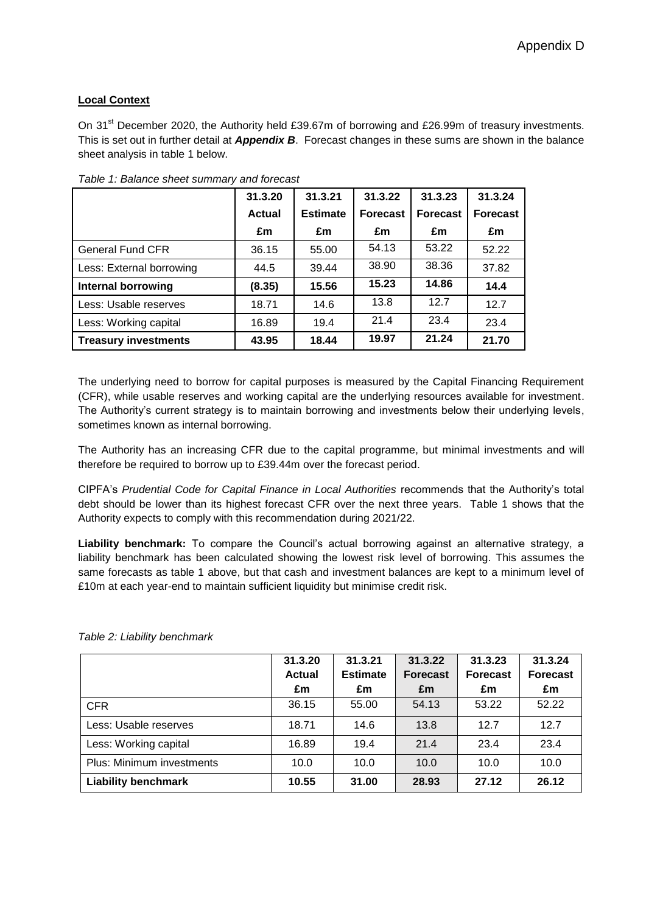Appendix D

**Local Context**

On 31st December 2020, the Authority held £39.67m of borrowing and £26.99m of treasury investments. This is set out in further detail at ***Appendix B***. Forecast changes in these sums are shown in the balance sheet analysis in table 1 below.

*Table 1: Balance sheet summary and forecast*

| | 31.3.20 Actual £m | 31.3.21 Estimate £m | 31.3.22 Forecast £m | 31.3.23 Forecast £m | 31.3.24 Forecast £m |
|---|---|---|---|---|---|
| General Fund CFR | 36.15 | 55.00 | 54.13 | 53.22 | 52.22 |
| Less: External borrowing | 44.5 | 39.44 | 38.90 | 38.36 | 37.82 |
| **Internal borrowing** | **(8.35)** | **15.56** | **15.23** | **14.86** | **14.4** |
| Less: Usable reserves | 18.71 | 14.6 | 13.8 | 12.7 | 12.7 |
| Less: Working capital | 16.89 | 19.4 | 21.4 | 23.4 | 23.4 |
| **Treasury investments** | **43.95** | **18.44** | **19.97** | **21.24** | **21.70** |

The underlying need to borrow for capital purposes is measured by the Capital Financing Requirement (CFR), while usable reserves and working capital are the underlying resources available for investment. The Authority's current strategy is to maintain borrowing and investments below their underlying levels, sometimes known as internal borrowing.

The Authority has an increasing CFR due to the capital programme, but minimal investments and will therefore be required to borrow up to £39.44m over the forecast period.

CIPFA's *Prudential Code for Capital Finance in Local Authorities* recommends that the Authority's total debt should be lower than its highest forecast CFR over the next three years. Table 1 shows that the Authority expects to comply with this recommendation during 2021/22.

**Liability benchmark:** To compare the Council's actual borrowing against an alternative strategy, a liability benchmark has been calculated showing the lowest risk level of borrowing. This assumes the same forecasts as table 1 above, but that cash and investment balances are kept to a minimum level of £10m at each year-end to maintain sufficient liquidity but minimise credit risk.

*Table 2: Liability benchmark*

| | 31.3.20 Actual £m | 31.3.21 Estimate £m | 31.3.22 Forecast £m | 31.3.23 Forecast £m | 31.3.24 Forecast £m |
|---|---|---|---|---|---|
| CFR | 36.15 | 55.00 | 54.13 | 53.22 | 52.22 |
| Less: Usable reserves | 18.71 | 14.6 | 13.8 | 12.7 | 12.7 |
| Less: Working capital | 16.89 | 19.4 | 21.4 | 23.4 | 23.4 |
| Plus: Minimum investments | 10.0 | 10.0 | 10.0 | 10.0 | 10.0 |
| **Liability benchmark** | **10.55** | **31.00** | **28.93** | **27.12** | **26.12** |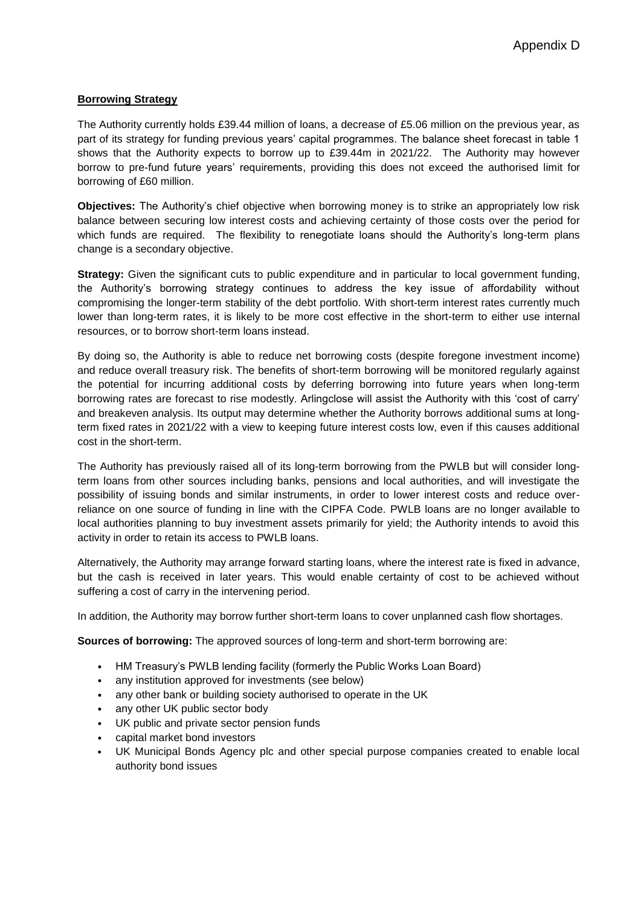Appendix D

**Borrowing Strategy**

The Authority currently holds £39.44 million of loans, a decrease of £5.06 million on the previous year, as part of its strategy for funding previous years' capital programmes. The balance sheet forecast in table 1 shows that the Authority expects to borrow up to £39.44m in 2021/22. The Authority may however borrow to pre-fund future years' requirements, providing this does not exceed the authorised limit for borrowing of £60 million.

**Objectives:** The Authority's chief objective when borrowing money is to strike an appropriately low risk balance between securing low interest costs and achieving certainty of those costs over the period for which funds are required. The flexibility to renegotiate loans should the Authority's long-term plans change is a secondary objective.

**Strategy:** Given the significant cuts to public expenditure and in particular to local government funding, the Authority's borrowing strategy continues to address the key issue of affordability without compromising the longer-term stability of the debt portfolio. With short-term interest rates currently much lower than long-term rates, it is likely to be more cost effective in the short-term to either use internal resources, or to borrow short-term loans instead.

By doing so, the Authority is able to reduce net borrowing costs (despite foregone investment income) and reduce overall treasury risk. The benefits of short-term borrowing will be monitored regularly against the potential for incurring additional costs by deferring borrowing into future years when long-term borrowing rates are forecast to rise modestly. Arlingclose will assist the Authority with this 'cost of carry' and breakeven analysis. Its output may determine whether the Authority borrows additional sums at long-term fixed rates in 2021/22 with a view to keeping future interest costs low, even if this causes additional cost in the short-term.

The Authority has previously raised all of its long-term borrowing from the PWLB but will consider long-term loans from other sources including banks, pensions and local authorities, and will investigate the possibility of issuing bonds and similar instruments, in order to lower interest costs and reduce over-reliance on one source of funding in line with the CIPFA Code. PWLB loans are no longer available to local authorities planning to buy investment assets primarily for yield; the Authority intends to avoid this activity in order to retain its access to PWLB loans.

Alternatively, the Authority may arrange forward starting loans, where the interest rate is fixed in advance, but the cash is received in later years. This would enable certainty of cost to be achieved without suffering a cost of carry in the intervening period.

In addition, the Authority may borrow further short-term loans to cover unplanned cash flow shortages.

**Sources of borrowing:** The approved sources of long-term and short-term borrowing are:

- HM Treasury's PWLB lending facility (formerly the Public Works Loan Board)
- any institution approved for investments (see below)
- any other bank or building society authorised to operate in the UK
- any other UK public sector body
- UK public and private sector pension funds
- capital market bond investors
- UK Municipal Bonds Agency plc and other special purpose companies created to enable local authority bond issues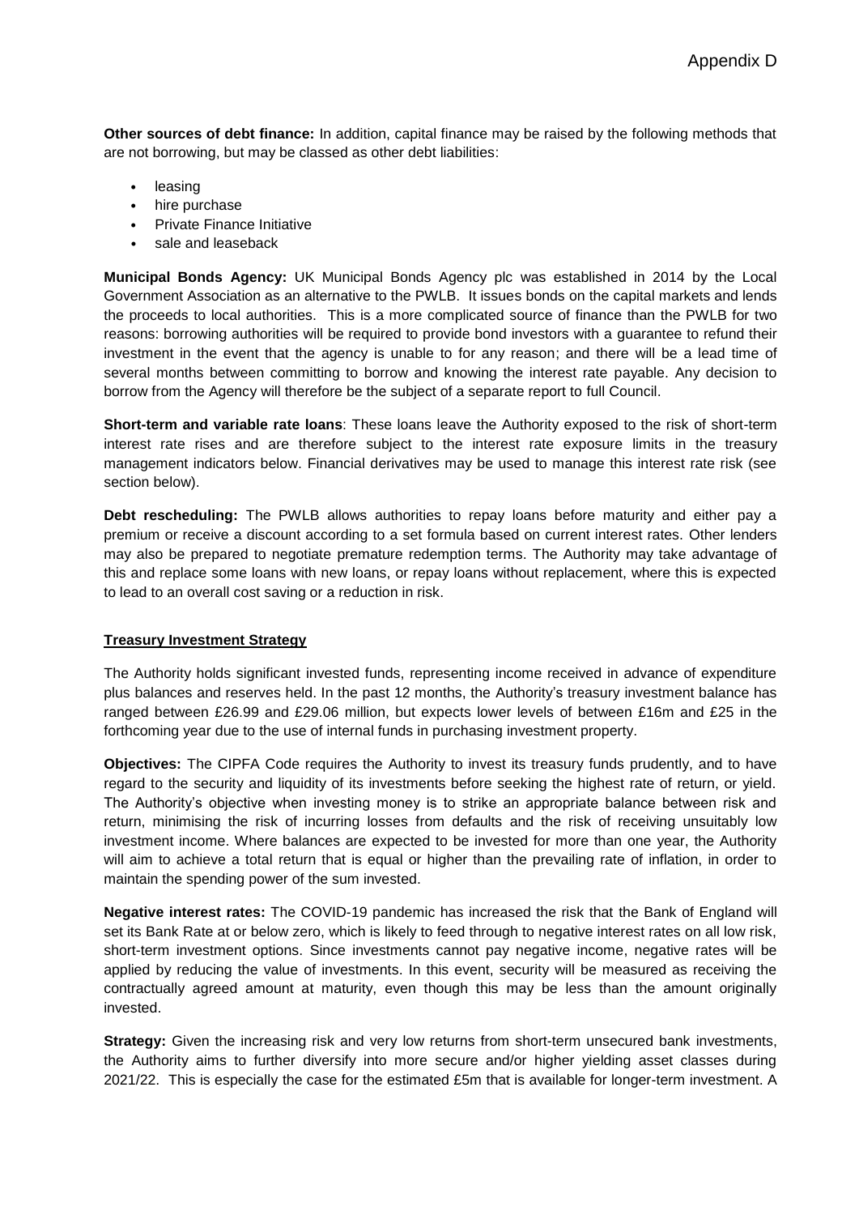**Other sources of debt finance:** In addition, capital finance may be raised by the following methods that are not borrowing, but may be classed as other debt liabilities:

- leasing
- hire purchase
- Private Finance Initiative
- sale and leaseback

**Municipal Bonds Agency:** UK Municipal Bonds Agency plc was established in 2014 by the Local Government Association as an alternative to the PWLB. It issues bonds on the capital markets and lends the proceeds to local authorities. This is a more complicated source of finance than the PWLB for two reasons: borrowing authorities will be required to provide bond investors with a guarantee to refund their investment in the event that the agency is unable to for any reason; and there will be a lead time of several months between committing to borrow and knowing the interest rate payable. Any decision to borrow from the Agency will therefore be the subject of a separate report to full Council.

**Short-term and variable rate loans**: These loans leave the Authority exposed to the risk of short-term interest rate rises and are therefore subject to the interest rate exposure limits in the treasury management indicators below. Financial derivatives may be used to manage this interest rate risk (see section below).

**Debt rescheduling:** The PWLB allows authorities to repay loans before maturity and either pay a premium or receive a discount according to a set formula based on current interest rates. Other lenders may also be prepared to negotiate premature redemption terms. The Authority may take advantage of this and replace some loans with new loans, or repay loans without replacement, where this is expected to lead to an overall cost saving or a reduction in risk.

**Treasury Investment Strategy**

The Authority holds significant invested funds, representing income received in advance of expenditure plus balances and reserves held. In the past 12 months, the Authority's treasury investment balance has ranged between £26.99 and £29.06 million, but expects lower levels of between £16m and £25 in the forthcoming year due to the use of internal funds in purchasing investment property.

**Objectives:** The CIPFA Code requires the Authority to invest its treasury funds prudently, and to have regard to the security and liquidity of its investments before seeking the highest rate of return, or yield. The Authority's objective when investing money is to strike an appropriate balance between risk and return, minimising the risk of incurring losses from defaults and the risk of receiving unsuitably low investment income. Where balances are expected to be invested for more than one year, the Authority will aim to achieve a total return that is equal or higher than the prevailing rate of inflation, in order to maintain the spending power of the sum invested.

**Negative interest rates:** The COVID-19 pandemic has increased the risk that the Bank of England will set its Bank Rate at or below zero, which is likely to feed through to negative interest rates on all low risk, short-term investment options. Since investments cannot pay negative income, negative rates will be applied by reducing the value of investments. In this event, security will be measured as receiving the contractually agreed amount at maturity, even though this may be less than the amount originally invested.

**Strategy:** Given the increasing risk and very low returns from short-term unsecured bank investments, the Authority aims to further diversify into more secure and/or higher yielding asset classes during 2021/22. This is especially the case for the estimated £5m that is available for longer-term investment. A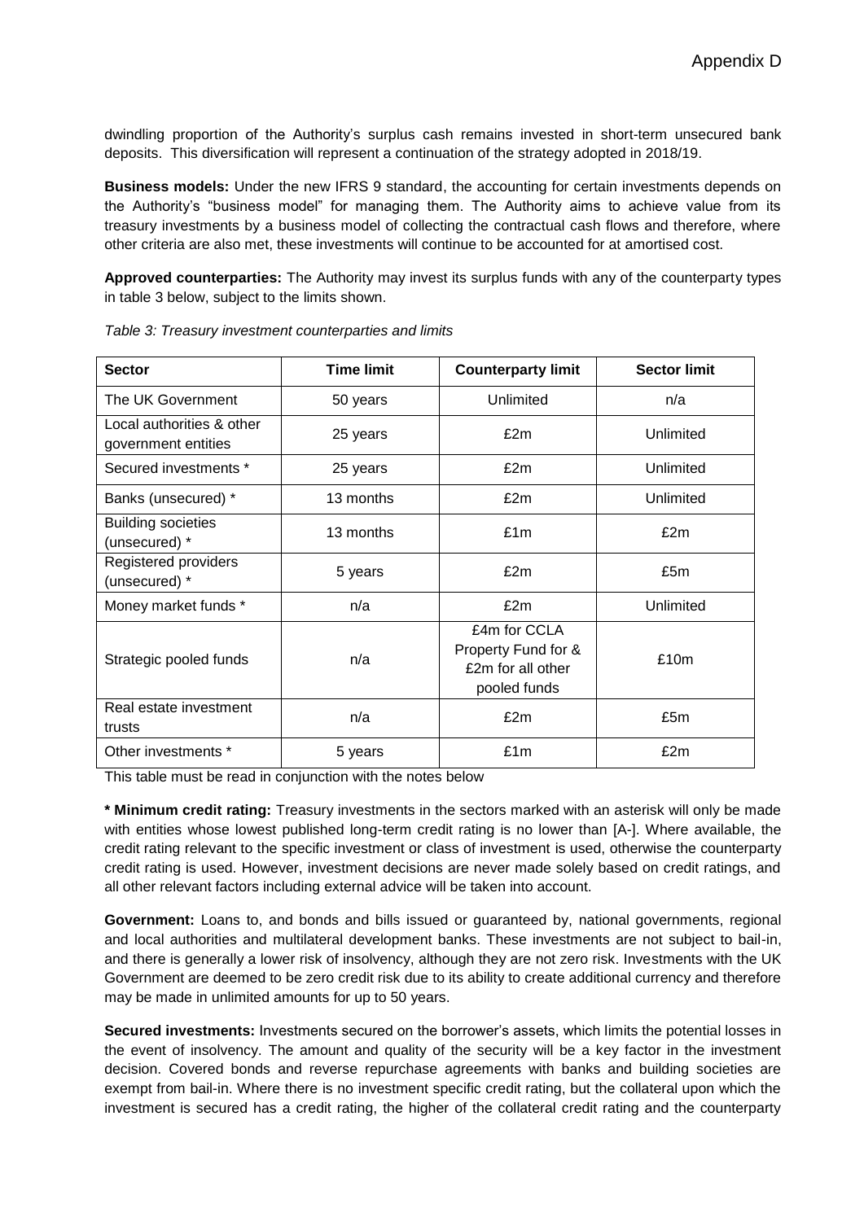dwindling proportion of the Authority's surplus cash remains invested in short-term unsecured bank deposits. This diversification will represent a continuation of the strategy adopted in 2018/19.

**Business models:** Under the new IFRS 9 standard, the accounting for certain investments depends on the Authority's "business model" for managing them. The Authority aims to achieve value from its treasury investments by a business model of collecting the contractual cash flows and therefore, where other criteria are also met, these investments will continue to be accounted for at amortised cost.

**Approved counterparties:** The Authority may invest its surplus funds with any of the counterparty types in table 3 below, subject to the limits shown.

*Table 3: Treasury investment counterparties and limits*

| Sector | Time limit | Counterparty limit | Sector limit |
|---|---|---|---|
| The UK Government | 50 years | Unlimited | n/a |
| Local authorities & other government entities | 25 years | £2m | Unlimited |
| Secured investments * | 25 years | £2m | Unlimited |
| Banks (unsecured) * | 13 months | £2m | Unlimited |
| Building societies (unsecured) * | 13 months | £1m | £2m |
| Registered providers (unsecured) * | 5 years | £2m | £5m |
| Money market funds * | n/a | £2m | Unlimited |
| Strategic pooled funds | n/a | £4m for CCLA Property Fund for & £2m for all other pooled funds | £10m |
| Real estate investment trusts | n/a | £2m | £5m |
| Other investments * | 5 years | £1m | £2m |

This table must be read in conjunction with the notes below

**\* Minimum credit rating:** Treasury investments in the sectors marked with an asterisk will only be made with entities whose lowest published long-term credit rating is no lower than [A-]. Where available, the credit rating relevant to the specific investment or class of investment is used, otherwise the counterparty credit rating is used. However, investment decisions are never made solely based on credit ratings, and all other relevant factors including external advice will be taken into account.

**Government:** Loans to, and bonds and bills issued or guaranteed by, national governments, regional and local authorities and multilateral development banks. These investments are not subject to bail-in, and there is generally a lower risk of insolvency, although they are not zero risk. Investments with the UK Government are deemed to be zero credit risk due to its ability to create additional currency and therefore may be made in unlimited amounts for up to 50 years.

**Secured investments:** Investments secured on the borrower's assets, which limits the potential losses in the event of insolvency. The amount and quality of the security will be a key factor in the investment decision. Covered bonds and reverse repurchase agreements with banks and building societies are exempt from bail-in. Where there is no investment specific credit rating, but the collateral upon which the investment is secured has a credit rating, the higher of the collateral credit rating and the counterparty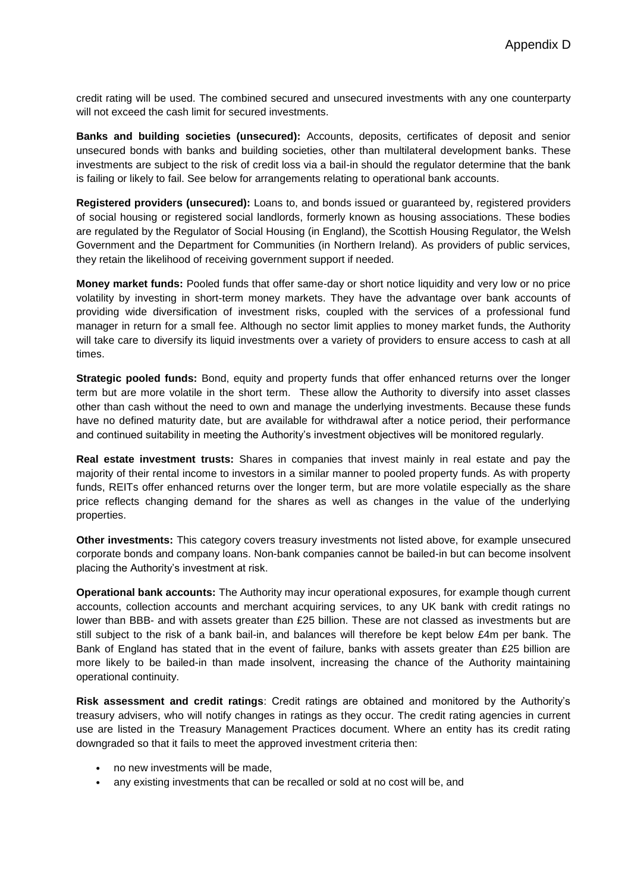credit rating will be used. The combined secured and unsecured investments with any one counterparty will not exceed the cash limit for secured investments.

**Banks and building societies (unsecured):** Accounts, deposits, certificates of deposit and senior unsecured bonds with banks and building societies, other than multilateral development banks. These investments are subject to the risk of credit loss via a bail-in should the regulator determine that the bank is failing or likely to fail. See below for arrangements relating to operational bank accounts.

**Registered providers (unsecured):** Loans to, and bonds issued or guaranteed by, registered providers of social housing or registered social landlords, formerly known as housing associations. These bodies are regulated by the Regulator of Social Housing (in England), the Scottish Housing Regulator, the Welsh Government and the Department for Communities (in Northern Ireland). As providers of public services, they retain the likelihood of receiving government support if needed.

**Money market funds:** Pooled funds that offer same-day or short notice liquidity and very low or no price volatility by investing in short-term money markets. They have the advantage over bank accounts of providing wide diversification of investment risks, coupled with the services of a professional fund manager in return for a small fee. Although no sector limit applies to money market funds, the Authority will take care to diversify its liquid investments over a variety of providers to ensure access to cash at all times.

**Strategic pooled funds:** Bond, equity and property funds that offer enhanced returns over the longer term but are more volatile in the short term. These allow the Authority to diversify into asset classes other than cash without the need to own and manage the underlying investments. Because these funds have no defined maturity date, but are available for withdrawal after a notice period, their performance and continued suitability in meeting the Authority's investment objectives will be monitored regularly.

**Real estate investment trusts:** Shares in companies that invest mainly in real estate and pay the majority of their rental income to investors in a similar manner to pooled property funds. As with property funds, REITs offer enhanced returns over the longer term, but are more volatile especially as the share price reflects changing demand for the shares as well as changes in the value of the underlying properties.

**Other investments:** This category covers treasury investments not listed above, for example unsecured corporate bonds and company loans. Non-bank companies cannot be bailed-in but can become insolvent placing the Authority's investment at risk.

**Operational bank accounts:** The Authority may incur operational exposures, for example though current accounts, collection accounts and merchant acquiring services, to any UK bank with credit ratings no lower than BBB- and with assets greater than £25 billion. These are not classed as investments but are still subject to the risk of a bank bail-in, and balances will therefore be kept below £4m per bank. The Bank of England has stated that in the event of failure, banks with assets greater than £25 billion are more likely to be bailed-in than made insolvent, increasing the chance of the Authority maintaining operational continuity.

**Risk assessment and credit ratings**: Credit ratings are obtained and monitored by the Authority's treasury advisers, who will notify changes in ratings as they occur. The credit rating agencies in current use are listed in the Treasury Management Practices document. Where an entity has its credit rating downgraded so that it fails to meet the approved investment criteria then:

- no new investments will be made,
- any existing investments that can be recalled or sold at no cost will be, and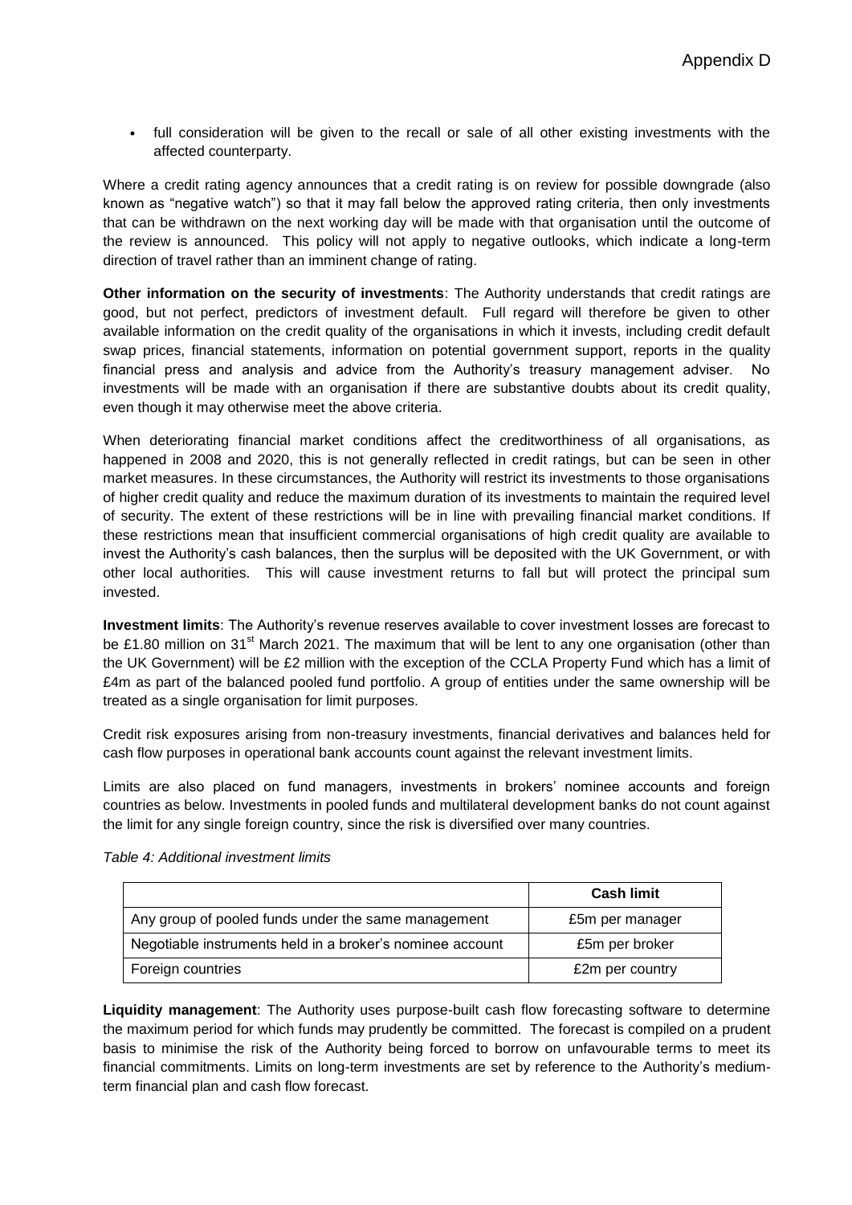- full consideration will be given to the recall or sale of all other existing investments with the affected counterparty.

Where a credit rating agency announces that a credit rating is on review for possible downgrade (also known as "negative watch") so that it may fall below the approved rating criteria, then only investments that can be withdrawn on the next working day will be made with that organisation until the outcome of the review is announced. This policy will not apply to negative outlooks, which indicate a long-term direction of travel rather than an imminent change of rating.

**Other information on the security of investments**: The Authority understands that credit ratings are good, but not perfect, predictors of investment default. Full regard will therefore be given to other available information on the credit quality of the organisations in which it invests, including credit default swap prices, financial statements, information on potential government support, reports in the quality financial press and analysis and advice from the Authority's treasury management adviser. No investments will be made with an organisation if there are substantive doubts about its credit quality, even though it may otherwise meet the above criteria.

When deteriorating financial market conditions affect the creditworthiness of all organisations, as happened in 2008 and 2020, this is not generally reflected in credit ratings, but can be seen in other market measures. In these circumstances, the Authority will restrict its investments to those organisations of higher credit quality and reduce the maximum duration of its investments to maintain the required level of security. The extent of these restrictions will be in line with prevailing financial market conditions. If these restrictions mean that insufficient commercial organisations of high credit quality are available to invest the Authority's cash balances, then the surplus will be deposited with the UK Government, or with other local authorities. This will cause investment returns to fall but will protect the principal sum invested.

**Investment limits**: The Authority's revenue reserves available to cover investment losses are forecast to be £1.80 million on 31st March 2021. The maximum that will be lent to any one organisation (other than the UK Government) will be £2 million with the exception of the CCLA Property Fund which has a limit of £4m as part of the balanced pooled fund portfolio. A group of entities under the same ownership will be treated as a single organisation for limit purposes.

Credit risk exposures arising from non-treasury investments, financial derivatives and balances held for cash flow purposes in operational bank accounts count against the relevant investment limits.

Limits are also placed on fund managers, investments in brokers' nominee accounts and foreign countries as below. Investments in pooled funds and multilateral development banks do not count against the limit for any single foreign country, since the risk is diversified over many countries.

*Table 4: Additional investment limits*

| | **Cash limit** |
|---|---|
| Any group of pooled funds under the same management | £5m per manager |
| Negotiable instruments held in a broker's nominee account | £5m per broker |
| Foreign countries | £2m per country |

**Liquidity management**: The Authority uses purpose-built cash flow forecasting software to determine the maximum period for which funds may prudently be committed. The forecast is compiled on a prudent basis to minimise the risk of the Authority being forced to borrow on unfavourable terms to meet its financial commitments. Limits on long-term investments are set by reference to the Authority's medium-term financial plan and cash flow forecast.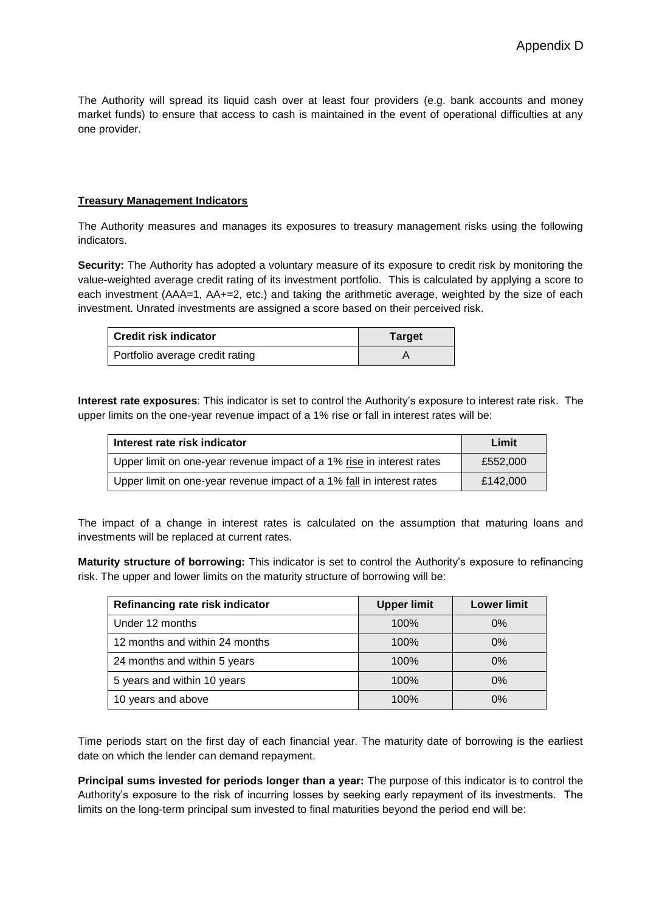The Authority will spread its liquid cash over at least four providers (e.g. bank accounts and money market funds) to ensure that access to cash is maintained in the event of operational difficulties at any one provider.

**Treasury Management Indicators**

The Authority measures and manages its exposures to treasury management risks using the following indicators.

**Security:** The Authority has adopted a voluntary measure of its exposure to credit risk by monitoring the value-weighted average credit rating of its investment portfolio. This is calculated by applying a score to each investment (AAA=1, AA+=2, etc.) and taking the arithmetic average, weighted by the size of each investment. Unrated investments are assigned a score based on their perceived risk.

| Credit risk indicator | Target |
| --- | --- |
| Portfolio average credit rating | A |

**Interest rate exposures**: This indicator is set to control the Authority's exposure to interest rate risk. The upper limits on the one-year revenue impact of a 1% rise or fall in interest rates will be:

| Interest rate risk indicator | Limit |
| --- | --- |
| Upper limit on one-year revenue impact of a 1% rise in interest rates | £552,000 |
| Upper limit on one-year revenue impact of a 1% fall in interest rates | £142,000 |

The impact of a change in interest rates is calculated on the assumption that maturing loans and investments will be replaced at current rates.

**Maturity structure of borrowing:** This indicator is set to control the Authority's exposure to refinancing risk. The upper and lower limits on the maturity structure of borrowing will be:

| Refinancing rate risk indicator | Upper limit | Lower limit |
| --- | --- | --- |
| Under 12 months | 100% | 0% |
| 12 months and within 24 months | 100% | 0% |
| 24 months and within 5 years | 100% | 0% |
| 5 years and within 10 years | 100% | 0% |
| 10 years and above | 100% | 0% |

Time periods start on the first day of each financial year. The maturity date of borrowing is the earliest date on which the lender can demand repayment.

**Principal sums invested for periods longer than a year:** The purpose of this indicator is to control the Authority's exposure to the risk of incurring losses by seeking early repayment of its investments. The limits on the long-term principal sum invested to final maturities beyond the period end will be: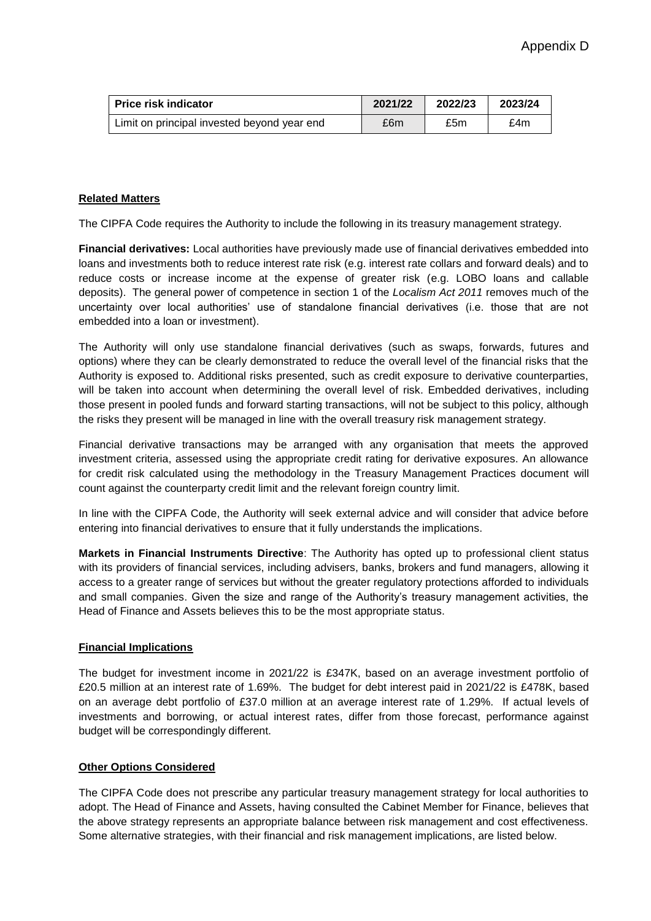Appendix D

| Price risk indicator | 2021/22 | 2022/23 | 2023/24 |
|---|---|---|---|
| Limit on principal invested beyond year end | £6m | £5m | £4m |

**Related Matters**

The CIPFA Code requires the Authority to include the following in its treasury management strategy.

**Financial derivatives:** Local authorities have previously made use of financial derivatives embedded into loans and investments both to reduce interest rate risk (e.g. interest rate collars and forward deals) and to reduce costs or increase income at the expense of greater risk (e.g. LOBO loans and callable deposits). The general power of competence in section 1 of the *Localism Act 2011* removes much of the uncertainty over local authorities' use of standalone financial derivatives (i.e. those that are not embedded into a loan or investment).

The Authority will only use standalone financial derivatives (such as swaps, forwards, futures and options) where they can be clearly demonstrated to reduce the overall level of the financial risks that the Authority is exposed to. Additional risks presented, such as credit exposure to derivative counterparties, will be taken into account when determining the overall level of risk. Embedded derivatives, including those present in pooled funds and forward starting transactions, will not be subject to this policy, although the risks they present will be managed in line with the overall treasury risk management strategy.

Financial derivative transactions may be arranged with any organisation that meets the approved investment criteria, assessed using the appropriate credit rating for derivative exposures. An allowance for credit risk calculated using the methodology in the Treasury Management Practices document will count against the counterparty credit limit and the relevant foreign country limit.

In line with the CIPFA Code, the Authority will seek external advice and will consider that advice before entering into financial derivatives to ensure that it fully understands the implications.

**Markets in Financial Instruments Directive**: The Authority has opted up to professional client status with its providers of financial services, including advisers, banks, brokers and fund managers, allowing it access to a greater range of services but without the greater regulatory protections afforded to individuals and small companies. Given the size and range of the Authority's treasury management activities, the Head of Finance and Assets believes this to be the most appropriate status.

**Financial Implications**

The budget for investment income in 2021/22 is £347K, based on an average investment portfolio of £20.5 million at an interest rate of 1.69%. The budget for debt interest paid in 2021/22 is £478K, based on an average debt portfolio of £37.0 million at an average interest rate of 1.29%. If actual levels of investments and borrowing, or actual interest rates, differ from those forecast, performance against budget will be correspondingly different.

**Other Options Considered**

The CIPFA Code does not prescribe any particular treasury management strategy for local authorities to adopt. The Head of Finance and Assets, having consulted the Cabinet Member for Finance, believes that the above strategy represents an appropriate balance between risk management and cost effectiveness. Some alternative strategies, with their financial and risk management implications, are listed below.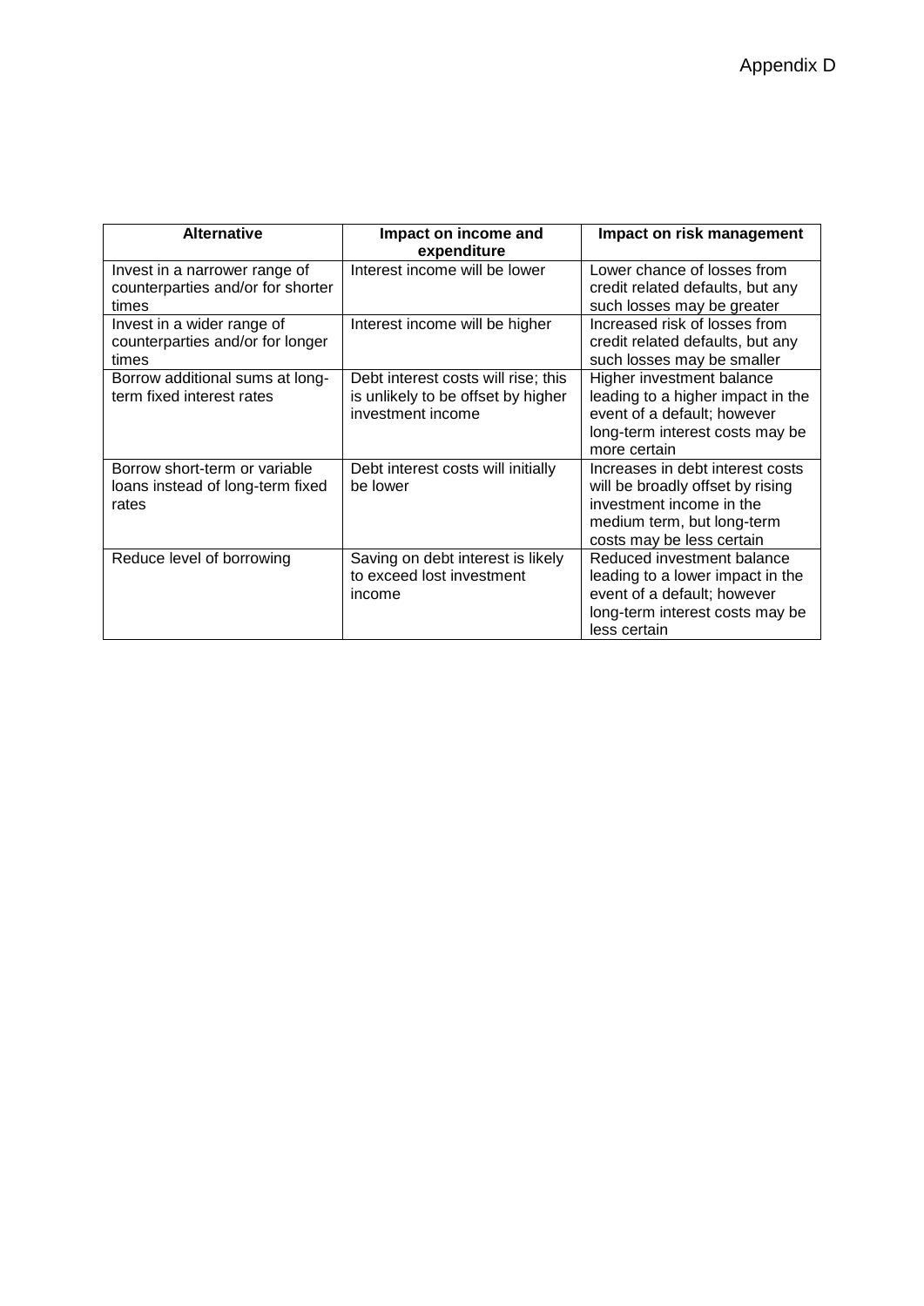Appendix D

| Alternative | Impact on income and expenditure | Impact on risk management |
|---|---|---|
| Invest in a narrower range of counterparties and/or for shorter times | Interest income will be lower | Lower chance of losses from credit related defaults, but any such losses may be greater |
| Invest in a wider range of counterparties and/or for longer times | Interest income will be higher | Increased risk of losses from credit related defaults, but any such losses may be smaller |
| Borrow additional sums at long-term fixed interest rates | Debt interest costs will rise; this is unlikely to be offset by higher investment income | Higher investment balance leading to a higher impact in the event of a default; however long-term interest costs may be more certain |
| Borrow short-term or variable loans instead of long-term fixed rates | Debt interest costs will initially be lower | Increases in debt interest costs will be broadly offset by rising investment income in the medium term, but long-term costs may be less certain |
| Reduce level of borrowing | Saving on debt interest is likely to exceed lost investment income | Reduced investment balance leading to a lower impact in the event of a default; however long-term interest costs may be less certain |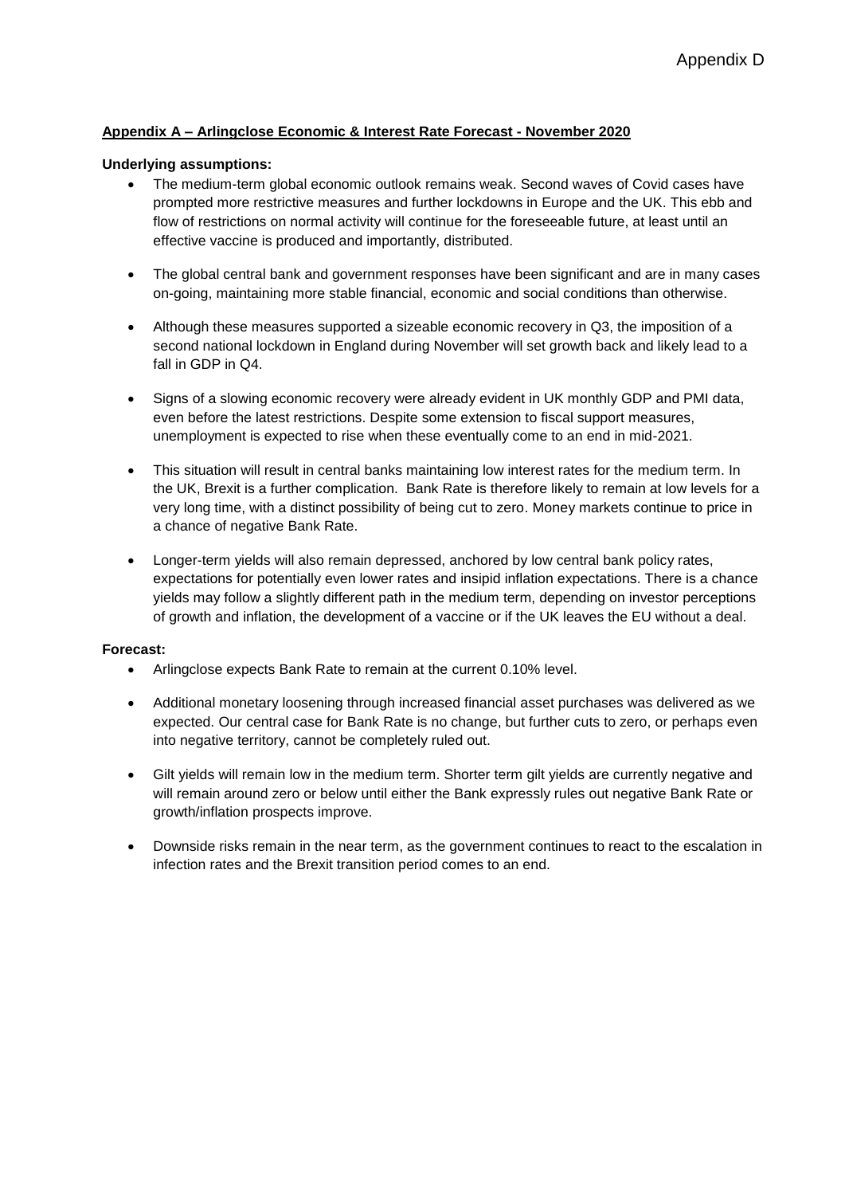Appendix D

**Appendix A – Arlingclose Economic & Interest Rate Forecast - November 2020**

**Underlying assumptions:**

- The medium-term global economic outlook remains weak. Second waves of Covid cases have prompted more restrictive measures and further lockdowns in Europe and the UK. This ebb and flow of restrictions on normal activity will continue for the foreseeable future, at least until an effective vaccine is produced and importantly, distributed.
- The global central bank and government responses have been significant and are in many cases on-going, maintaining more stable financial, economic and social conditions than otherwise.
- Although these measures supported a sizeable economic recovery in Q3, the imposition of a second national lockdown in England during November will set growth back and likely lead to a fall in GDP in Q4.
- Signs of a slowing economic recovery were already evident in UK monthly GDP and PMI data, even before the latest restrictions. Despite some extension to fiscal support measures, unemployment is expected to rise when these eventually come to an end in mid-2021.
- This situation will result in central banks maintaining low interest rates for the medium term. In the UK, Brexit is a further complication. Bank Rate is therefore likely to remain at low levels for a very long time, with a distinct possibility of being cut to zero. Money markets continue to price in a chance of negative Bank Rate.
- Longer-term yields will also remain depressed, anchored by low central bank policy rates, expectations for potentially even lower rates and insipid inflation expectations. There is a chance yields may follow a slightly different path in the medium term, depending on investor perceptions of growth and inflation, the development of a vaccine or if the UK leaves the EU without a deal.

**Forecast:**

- Arlingclose expects Bank Rate to remain at the current 0.10% level.
- Additional monetary loosening through increased financial asset purchases was delivered as we expected. Our central case for Bank Rate is no change, but further cuts to zero, or perhaps even into negative territory, cannot be completely ruled out.
- Gilt yields will remain low in the medium term. Shorter term gilt yields are currently negative and will remain around zero or below until either the Bank expressly rules out negative Bank Rate or growth/inflation prospects improve.
- Downside risks remain in the near term, as the government continues to react to the escalation in infection rates and the Brexit transition period comes to an end.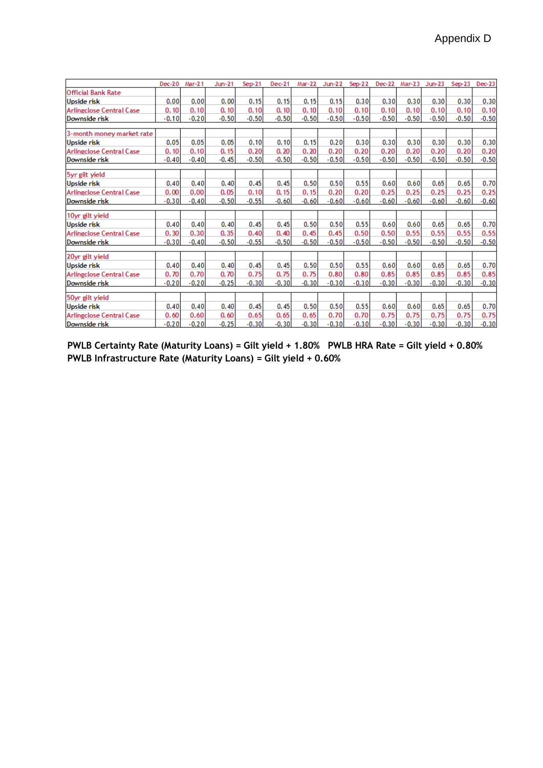Appendix D

| | Dec-20 | Mar-21 | Jun-21 | Sep-21 | Dec-21 | Mar-22 | Jun-22 | Sep-22 | Dec-22 | Mar-23 | Jun-23 | Sep-23 | Dec-23 |
|---|---|---|---|---|---|---|---|---|---|---|---|---|---|
| Official Bank Rate | | | | | | | | | | | | | |
| Upside risk | 0.00 | 0.00 | 0.00 | 0.15 | 0.15 | 0.15 | 0.15 | 0.30 | 0.30 | 0.30 | 0.30 | 0.30 | 0.30 |
| Arlingclose Central Case | 0.10 | 0.10 | 0.10 | 0.10 | 0.10 | 0.10 | 0.10 | 0.10 | 0.10 | 0.10 | 0.10 | 0.10 | 0.10 |
| Downside risk | -0.10 | -0.20 | -0.50 | -0.50 | -0.50 | -0.50 | -0.50 | -0.50 | -0.50 | -0.50 | -0.50 | -0.50 | -0.50 |
| | | | | | | | | | | | | | |
| 3-month money market rate | | | | | | | | | | | | | |
| Upside risk | 0.05 | 0.05 | 0.05 | 0.10 | 0.10 | 0.15 | 0.20 | 0.30 | 0.30 | 0.30 | 0.30 | 0.30 | 0.30 |
| Arlingclose Central Case | 0.10 | 0.10 | 0.15 | 0.20 | 0.20 | 0.20 | 0.20 | 0.20 | 0.20 | 0.20 | 0.20 | 0.20 | 0.20 |
| Downside risk | -0.40 | -0.40 | -0.45 | -0.50 | -0.50 | -0.50 | -0.50 | -0.50 | -0.50 | -0.50 | -0.50 | -0.50 | -0.50 |
| | | | | | | | | | | | | | |
| 5yr gilt yield | | | | | | | | | | | | | |
| Upside risk | 0.40 | 0.40 | 0.40 | 0.45 | 0.45 | 0.50 | 0.50 | 0.55 | 0.60 | 0.60 | 0.65 | 0.65 | 0.70 |
| Arlingclose Central Case | 0.00 | 0.00 | 0.05 | 0.10 | 0.15 | 0.15 | 0.20 | 0.20 | 0.25 | 0.25 | 0.25 | 0.25 | 0.25 |
| Downside risk | -0.30 | -0.40 | -0.50 | -0.55 | -0.60 | -0.60 | -0.60 | -0.60 | -0.60 | -0.60 | -0.60 | -0.60 | -0.60 |
| | | | | | | | | | | | | | |
| 10yr gilt yield | | | | | | | | | | | | | |
| Upside risk | 0.40 | 0.40 | 0.40 | 0.45 | 0.45 | 0.50 | 0.50 | 0.55 | 0.60 | 0.60 | 0.65 | 0.65 | 0.70 |
| Arlingclose Central Case | 0.30 | 0.30 | 0.35 | 0.40 | 0.40 | 0.45 | 0.45 | 0.50 | 0.50 | 0.55 | 0.55 | 0.55 | 0.55 |
| Downside risk | -0.30 | -0.40 | -0.50 | -0.55 | -0.50 | -0.50 | -0.50 | -0.50 | -0.50 | -0.50 | -0.50 | -0.50 | -0.50 |
| | | | | | | | | | | | | | |
| 20yr gilt yield | | | | | | | | | | | | | |
| Upside risk | 0.40 | 0.40 | 0.40 | 0.45 | 0.45 | 0.50 | 0.50 | 0.55 | 0.60 | 0.60 | 0.65 | 0.65 | 0.70 |
| Arlingclose Central Case | 0.70 | 0.70 | 0.70 | 0.75 | 0.75 | 0.75 | 0.80 | 0.80 | 0.85 | 0.85 | 0.85 | 0.85 | 0.85 |
| Downside risk | -0.20 | -0.20 | -0.25 | -0.30 | -0.30 | -0.30 | -0.30 | -0.30 | -0.30 | -0.30 | -0.30 | -0.30 | -0.30 |
| | | | | | | | | | | | | | |
| 50yr gilt yield | | | | | | | | | | | | | |
| Upside risk | 0.40 | 0.40 | 0.40 | 0.45 | 0.45 | 0.50 | 0.50 | 0.55 | 0.60 | 0.60 | 0.65 | 0.65 | 0.70 |
| Arlingclose Central Case | 0.60 | 0.60 | 0.60 | 0.65 | 0.65 | 0.65 | 0.70 | 0.70 | 0.75 | 0.75 | 0.75 | 0.75 | 0.75 |
| Downside risk | -0.20 | -0.20 | -0.25 | -0.30 | -0.30 | -0.30 | -0.30 | -0.30 | -0.30 | -0.30 | -0.30 | -0.30 | -0.30 |

**PWLB Certainty Rate (Maturity Loans) = Gilt yield + 1.80%  PWLB HRA Rate = Gilt yield + 0.80%**
**PWLB Infrastructure Rate (Maturity Loans) = Gilt yield + 0.60%**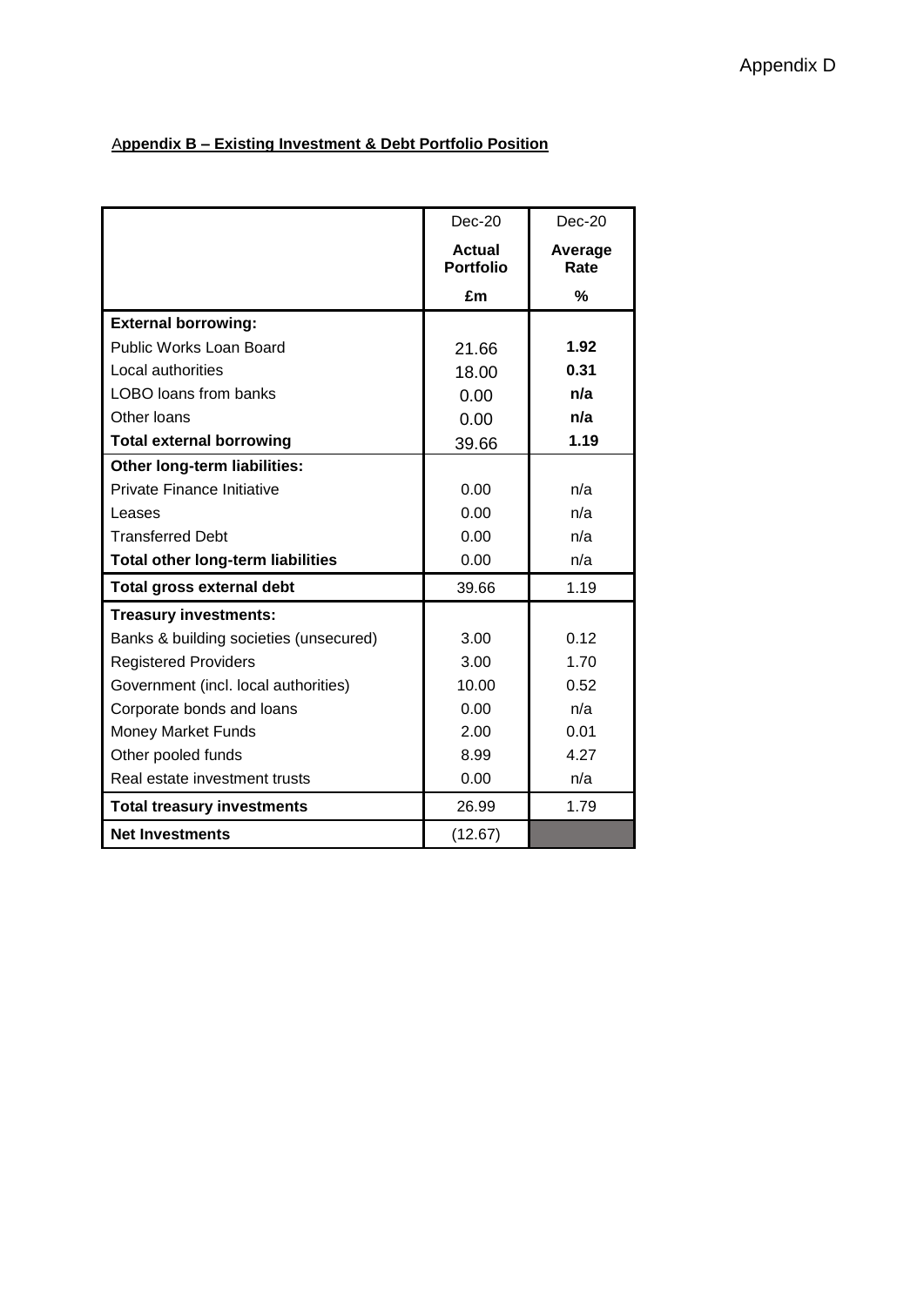Appendix D

**Appendix B – Existing Investment & Debt Portfolio Position**

| | Dec-20 **Actual Portfolio** £m | Dec-20 **Average Rate** % |
|---|---|---|
| **External borrowing:** | | |
| Public Works Loan Board | 21.66 | **1.92** |
| Local authorities | 18.00 | **0.31** |
| LOBO loans from banks | 0.00 | **n/a** |
| Other loans | 0.00 | **n/a** |
| **Total external borrowing** | 39.66 | **1.19** |
| **Other long-term liabilities:** | | |
| Private Finance Initiative | 0.00 | n/a |
| Leases | 0.00 | n/a |
| Transferred Debt | 0.00 | n/a |
| **Total other long-term liabilities** | 0.00 | n/a |
| **Total gross external debt** | 39.66 | 1.19 |
| **Treasury investments:** | | |
| Banks & building societies (unsecured) | 3.00 | 0.12 |
| Registered Providers | 3.00 | 1.70 |
| Government (incl. local authorities) | 10.00 | 0.52 |
| Corporate bonds and loans | 0.00 | n/a |
| Money Market Funds | 2.00 | 0.01 |
| Other pooled funds | 8.99 | 4.27 |
| Real estate investment trusts | 0.00 | n/a |
| **Total treasury investments** | 26.99 | 1.79 |
| **Net Investments** | (12.67) | |